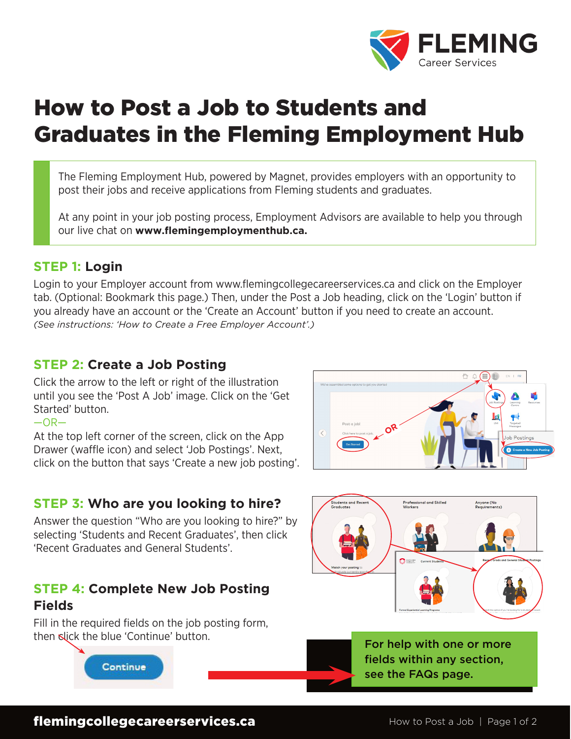FLEMING
Career Services

# How to Post a Job to Students and Graduates in the Fleming Employment Hub

The Fleming Employment Hub, powered by Magnet, provides employers with an opportunity to post their jobs and receive applications from Fleming students and graduates.

At any point in your job posting process, Employment Advisors are available to help you through our live chat on **www.flemingemploymenthub.ca.**

## STEP 1: Login

Login to your Employer account from www.flemingcollegecareerservices.ca and click on the Employer tab. (Optional: Bookmark this page.) Then, under the Post a Job heading, click on the 'Login' button if you already have an account or the 'Create an Account' button if you need to create an account. *(See instructions: 'How to Create a Free Employer Account'.)*

## STEP 2: Create a Job Posting

Click the arrow to the left or right of the illustration until you see the 'Post A Job' image. Click on the 'Get Started' button.

—OR—

At the top left corner of the screen, click on the App Drawer (waffle icon) and select 'Job Postings'. Next, click on the button that says 'Create a new job posting'.

## STEP 3: Who are you looking to hire?

Answer the question "Who are you looking to hire?" by selecting 'Students and Recent Graduates', then click 'Recent Graduates and General Students'.

## STEP 4: Complete New Job Posting Fields

Fill in the required fields on the job posting form, then click the blue 'Continue' button.

Continue

**For help with one or more fields within any section, see the FAQs page.**

**flemingcollegecareerservices.ca**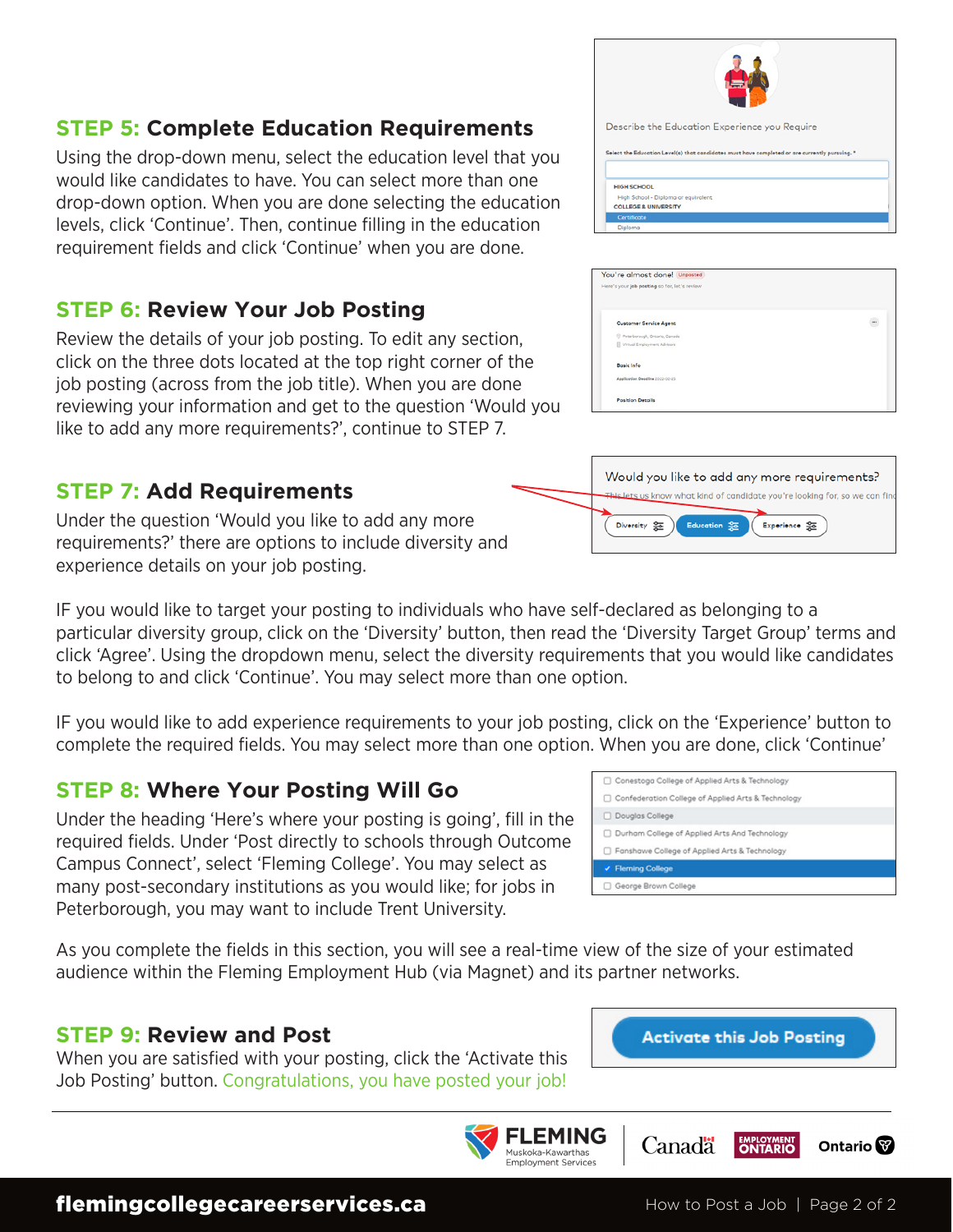## STEP 5: Complete Education Requirements

Using the drop-down menu, select the education level that you would like candidates to have. You can select more than one drop-down option. When you are done selecting the education levels, click 'Continue'. Then, continue filling in the education requirement fields and click 'Continue' when you are done.

## STEP 6: Review Your Job Posting

Review the details of your job posting. To edit any section, click on the three dots located at the top right corner of the job posting (across from the job title). When you are done reviewing your information and get to the question 'Would you like to add any more requirements?', continue to STEP 7.

## STEP 7: Add Requirements

Under the question 'Would you like to add any more requirements?' there are options to include diversity and experience details on your job posting.

IF you would like to target your posting to individuals who have self-declared as belonging to a particular diversity group, click on the 'Diversity' button, then read the 'Diversity Target Group' terms and click 'Agree'. Using the dropdown menu, select the diversity requirements that you would like candidates to belong to and click 'Continue'. You may select more than one option.

IF you would like to add experience requirements to your job posting, click on the 'Experience' button to complete the required fields. You may select more than one option. When you are done, click 'Continue'

## STEP 8: Where Your Posting Will Go

Under the heading 'Here's where your posting is going', fill in the required fields. Under 'Post directly to schools through Outcome Campus Connect', select 'Fleming College'. You may select as many post-secondary institutions as you would like; for jobs in Peterborough, you may want to include Trent University.

As you complete the fields in this section, you will see a real-time view of the size of your estimated audience within the Fleming Employment Hub (via Magnet) and its partner networks.

## STEP 9: Review and Post

When you are satisfied with your posting, click the 'Activate this Job Posting' button. Congratulations, you have posted your job!

**flemingcollegecareerservices.ca**